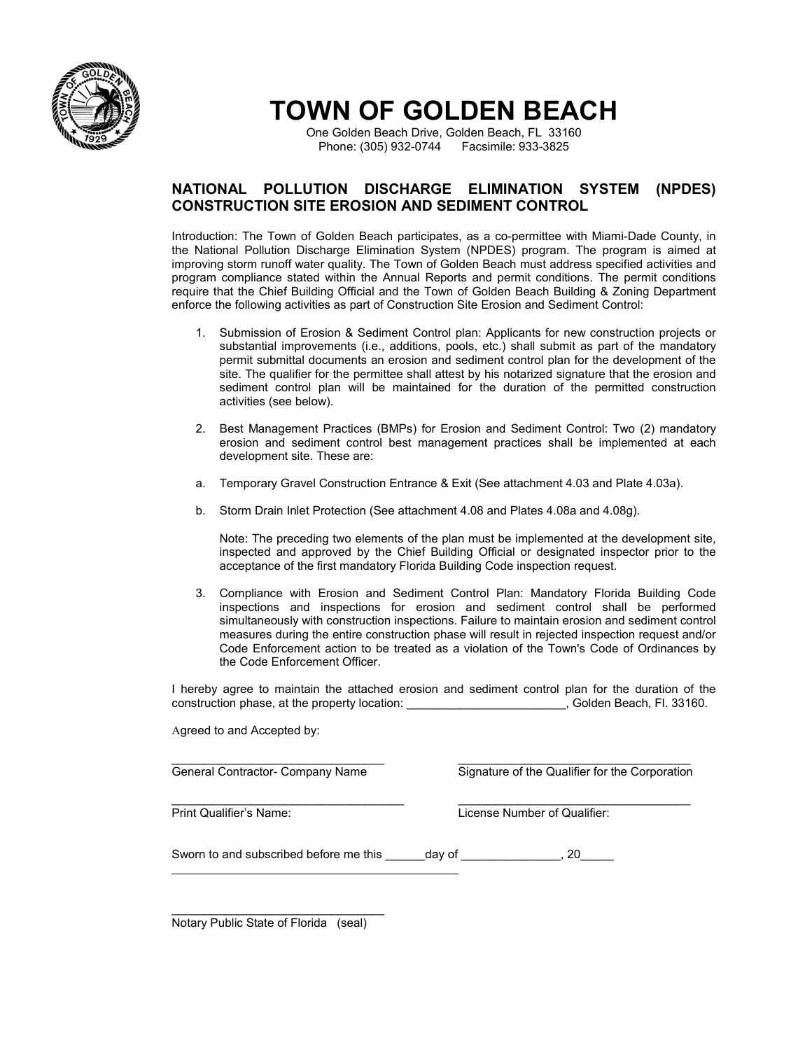# TOWN OF GOLDEN BEACH

One Golden Beach Drive, Golden Beach, FL 33160
Phone: (305) 932-0744 Facsimile: 933-3825

## NATIONAL POLLUTION DISCHARGE ELIMINATION SYSTEM (NPDES) CONSTRUCTION SITE EROSION AND SEDIMENT CONTROL

Introduction: The Town of Golden Beach participates, as a co-permittee with Miami-Dade County, in the National Pollution Discharge Elimination System (NPDES) program. The program is aimed at improving storm runoff water quality. The Town of Golden Beach must address specified activities and program compliance stated within the Annual Reports and permit conditions. The permit conditions require that the Chief Building Official and the Town of Golden Beach Building & Zoning Department enforce the following activities as part of Construction Site Erosion and Sediment Control:

1. Submission of Erosion & Sediment Control plan: Applicants for new construction projects or substantial improvements (i.e., additions, pools, etc.) shall submit as part of the mandatory permit submittal documents an erosion and sediment control plan for the development of the site. The qualifier for the permittee shall attest by his notarized signature that the erosion and sediment control plan will be maintained for the duration of the permitted construction activities (see below).

2. Best Management Practices (BMPs) for Erosion and Sediment Control: Two (2) mandatory erosion and sediment control best management practices shall be implemented at each development site. These are:

   a. Temporary Gravel Construction Entrance & Exit (See attachment 4.03 and Plate 4.03a).

   b. Storm Drain Inlet Protection (See attachment 4.08 and Plates 4.08a and 4.08g).

   Note: The preceding two elements of the plan must be implemented at the development site, inspected and approved by the Chief Building Official or designated inspector prior to the acceptance of the first mandatory Florida Building Code inspection request.

3. Compliance with Erosion and Sediment Control Plan: Mandatory Florida Building Code inspections and inspections for erosion and sediment control shall be performed simultaneously with construction inspections. Failure to maintain erosion and sediment control measures during the entire construction phase will result in rejected inspection request and/or Code Enforcement action to be treated as a violation of the Town's Code of Ordinances by the Code Enforcement Officer.

I hereby agree to maintain the attached erosion and sediment control plan for the duration of the construction phase, at the property location: ________________________, Golden Beach, Fl. 33160.

Agreed to and Accepted by:

| | |
|---|---|
| _________________________________ | ____________________________________ |
| General Contractor- Company Name | Signature of the Qualifier for the Corporation |
| _________________________________ | ____________________________________ |
| Print Qualifier's Name: | License Number of Qualifier: |

Sworn to and subscribed before me this ______day of _______________, 20_____

_____________________________________________

_________________________________

Notary Public State of Florida (seal)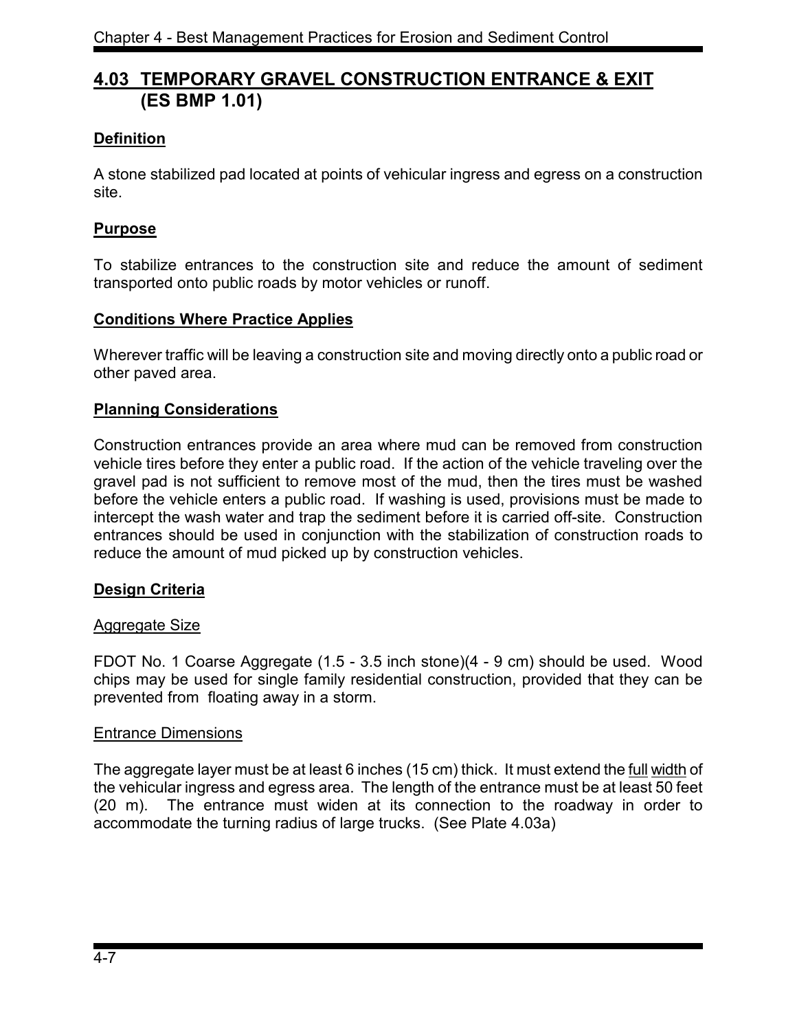## 4.03 TEMPORARY GRAVEL CONSTRUCTION ENTRANCE & EXIT (ES BMP 1.01)

### Definition

A stone stabilized pad located at points of vehicular ingress and egress on a construction site.

### Purpose

To stabilize entrances to the construction site and reduce the amount of sediment transported onto public roads by motor vehicles or runoff.

### Conditions Where Practice Applies

Wherever traffic will be leaving a construction site and moving directly onto a public road or other paved area.

### Planning Considerations

Construction entrances provide an area where mud can be removed from construction vehicle tires before they enter a public road. If the action of the vehicle traveling over the gravel pad is not sufficient to remove most of the mud, then the tires must be washed before the vehicle enters a public road. If washing is used, provisions must be made to intercept the wash water and trap the sediment before it is carried off-site. Construction entrances should be used in conjunction with the stabilization of construction roads to reduce the amount of mud picked up by construction vehicles.

### Design Criteria

#### Aggregate Size

FDOT No. 1 Coarse Aggregate (1.5 - 3.5 inch stone)(4 - 9 cm) should be used. Wood chips may be used for single family residential construction, provided that they can be prevented from floating away in a storm.

#### Entrance Dimensions

The aggregate layer must be at least 6 inches (15 cm) thick. It must extend the full width of the vehicular ingress and egress area. The length of the entrance must be at least 50 feet (20 m). The entrance must widen at its connection to the roadway in order to accommodate the turning radius of large trucks. (See Plate 4.03a)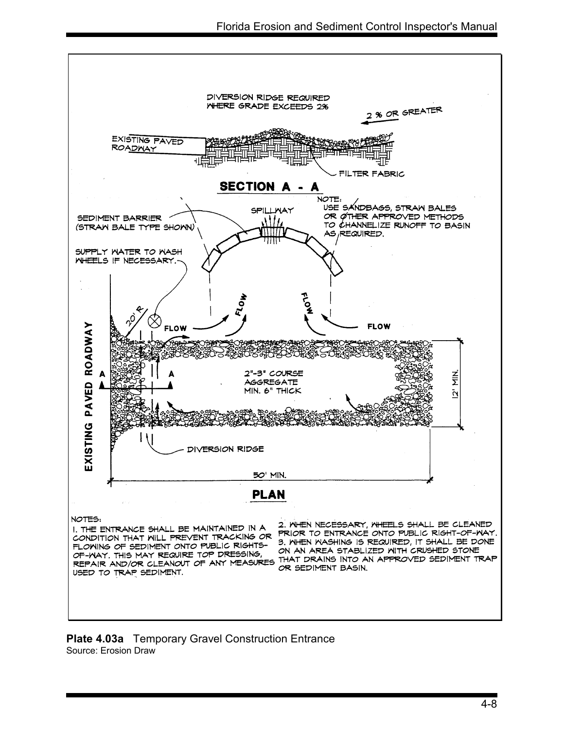DIVERSION RIDGE REQUIRED WHERE GRADE EXCEEDS 2%

2 % OR GREATER

EXISTING PAVED ROADWAY

FILTER FABRIC

**SECTION A - A**

SPILLWAY

NOTE: USE SANDBAGS, STRAW BALES OR OTHER APPROVED METHODS TO CHANNELIZE RUNOFF TO BASIN AS REQUIRED.

SEDIMENT BARRIER (STRAW BALE TYPE SHOWN)

SUPPLY WATER TO WASH WHEELS IF NECESSARY.

20' R

FLOW

FLOW

FLOW

FLOW

EXISTING PAVED ROADWAY

A

A

2"-3" COURSE AGGREGATE MIN. 6" THICK

12' MIN.

DIVERSION RIDGE

50' MIN.

**PLAN**

NOTES:

1. THE ENTRANCE SHALL BE MAINTAINED IN A CONDITION THAT WILL PREVENT TRACKING OR FLOWING OF SEDIMENT ONTO PUBLIC RIGHTS-OF-WAY. THIS MAY REQUIRE TOP DRESSING, REPAIR AND/OR CLEANOUT OF ANY MEASURES USED TO TRAP SEDIMENT.
2. WHEN NECESSARY, WHEELS SHALL BE CLEANED PRIOR TO ENTRANCE ONTO PUBLIC RIGHT-OF-WAY.
3. WHEN WASHING IS REQUIRED, IT SHALL BE DONE ON AN AREA STABLIZED WITH CRUSHED STONE THAT DRAINS INTO AN APPROVED SEDIMENT TRAP OR SEDIMENT BASIN.

**Plate 4.03a** Temporary Gravel Construction Entrance
Source: Erosion Draw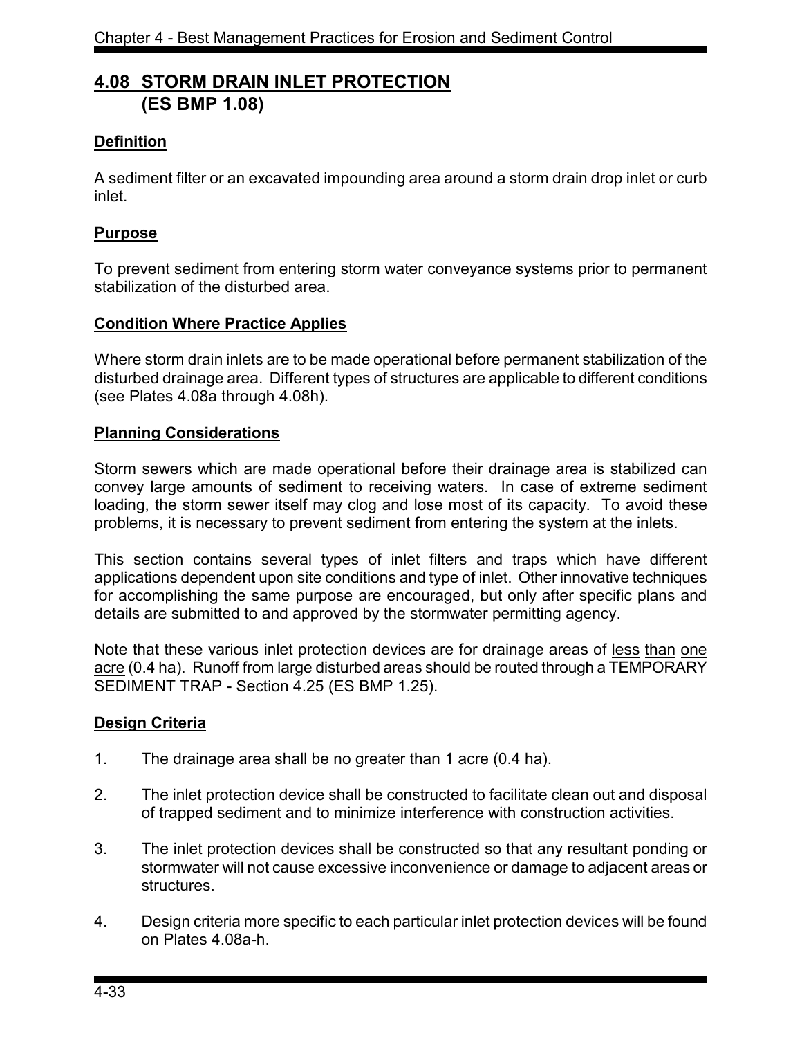## 4.08 STORM DRAIN INLET PROTECTION (ES BMP 1.08)

### Definition

A sediment filter or an excavated impounding area around a storm drain drop inlet or curb inlet.

### Purpose

To prevent sediment from entering storm water conveyance systems prior to permanent stabilization of the disturbed area.

### Condition Where Practice Applies

Where storm drain inlets are to be made operational before permanent stabilization of the disturbed drainage area. Different types of structures are applicable to different conditions (see Plates 4.08a through 4.08h).

### Planning Considerations

Storm sewers which are made operational before their drainage area is stabilized can convey large amounts of sediment to receiving waters. In case of extreme sediment loading, the storm sewer itself may clog and lose most of its capacity. To avoid these problems, it is necessary to prevent sediment from entering the system at the inlets.

This section contains several types of inlet filters and traps which have different applications dependent upon site conditions and type of inlet. Other innovative techniques for accomplishing the same purpose are encouraged, but only after specific plans and details are submitted to and approved by the stormwater permitting agency.

Note that these various inlet protection devices are for drainage areas of <u>less than one acre</u> (0.4 ha). Runoff from large disturbed areas should be routed through a TEMPORARY SEDIMENT TRAP - Section 4.25 (ES BMP 1.25).

### Design Criteria

1. The drainage area shall be no greater than 1 acre (0.4 ha).
2. The inlet protection device shall be constructed to facilitate clean out and disposal of trapped sediment and to minimize interference with construction activities.
3. The inlet protection devices shall be constructed so that any resultant ponding or stormwater will not cause excessive inconvenience or damage to adjacent areas or structures.
4. Design criteria more specific to each particular inlet protection devices will be found on Plates 4.08a-h.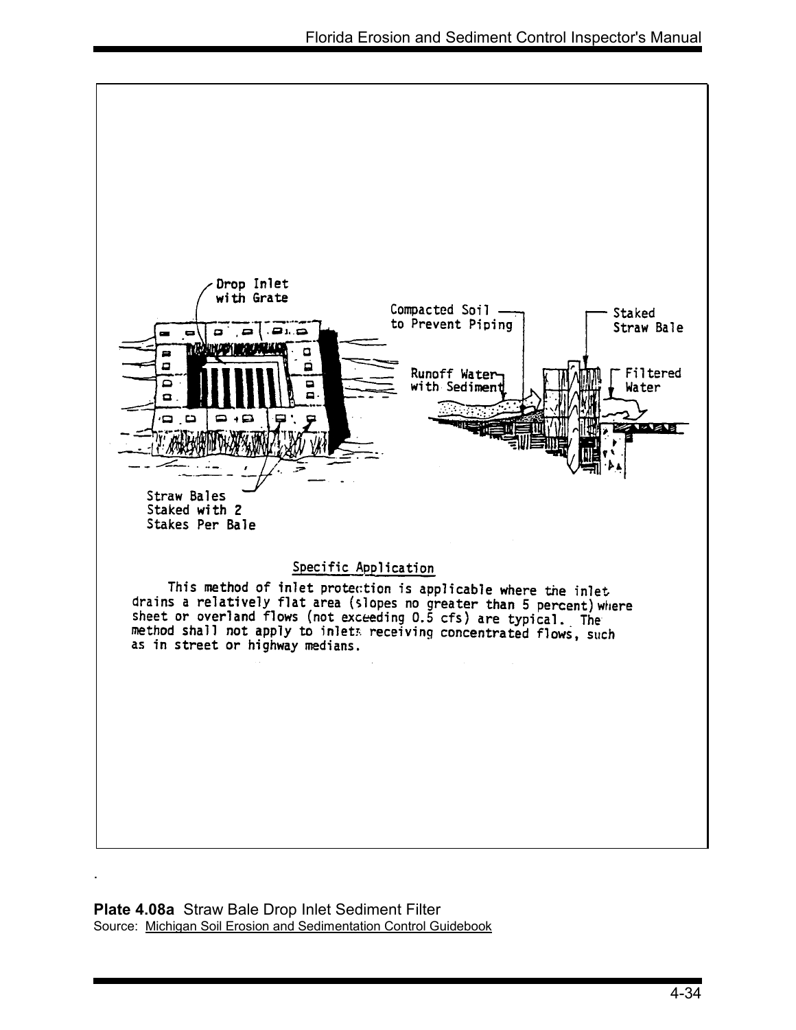Drop Inlet with Grate

Compacted Soil to Prevent Piping

Staked Straw Bale

Runoff Water with Sediment

Filtered Water

Straw Bales Staked with 2 Stakes Per Bale

## Specific Application

This method of inlet protection is applicable where the inlet drains a relatively flat area (slopes no greater than 5 percent) where sheet or overland flows (not exceeding 0.5 cfs) are typical. The method shall not apply to inlets receiving concentrated flows, such as in street or highway medians.

**Plate 4.08a** Straw Bale Drop Inlet Sediment Filter
Source: Michigan Soil Erosion and Sedimentation Control Guidebook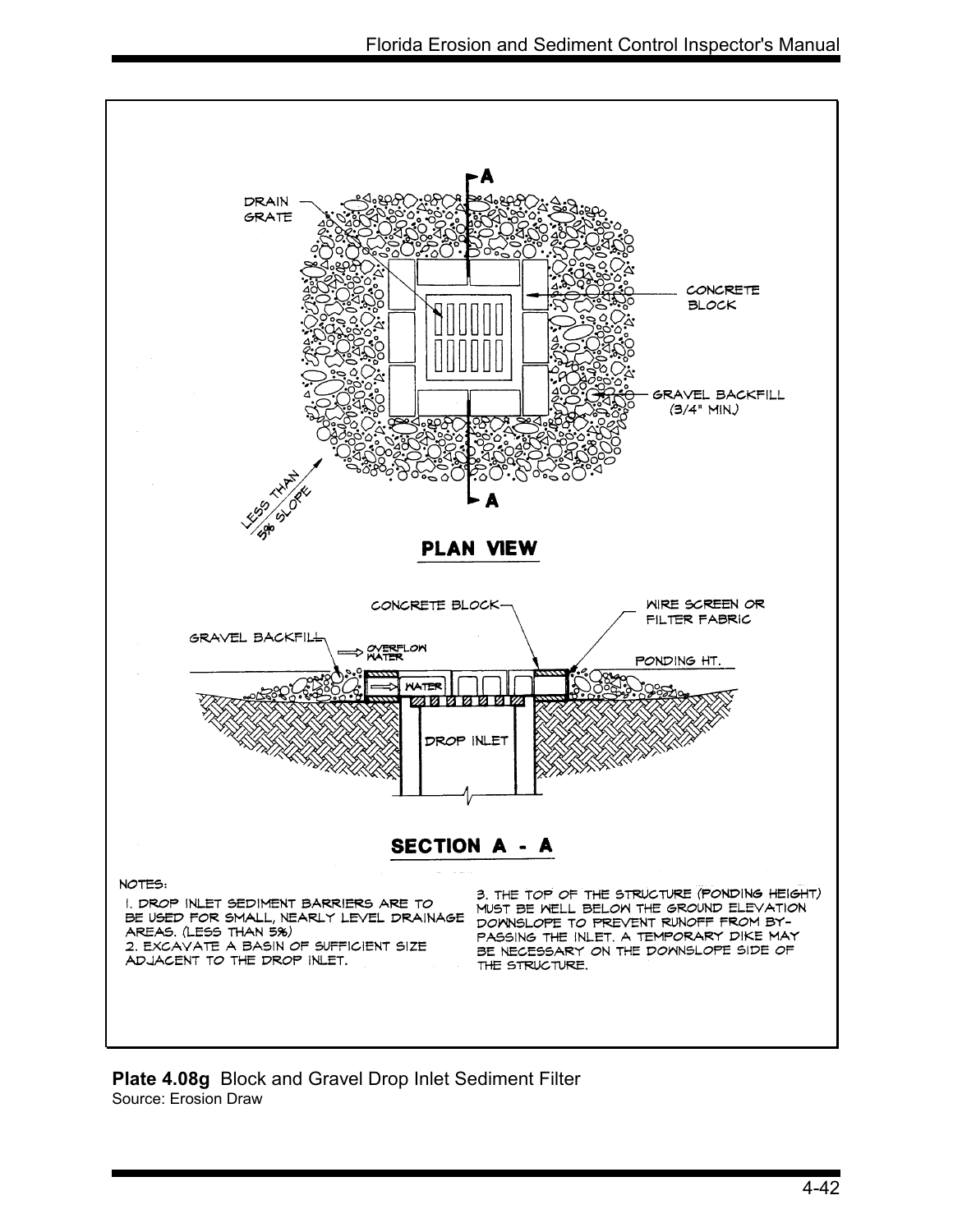DRAIN GRATE

A

CONCRETE BLOCK

GRAVEL BACKFILL (3/4" MIN.)

LESS THAN 5% SLOPE

A

**PLAN VIEW**

CONCRETE BLOCK

WIRE SCREEN OR FILTER FABRIC

GRAVEL BACKFILL

OVERFLOW WATER

PONDING HT.

WATER

DROP INLET

**SECTION A - A**

NOTES:

1. DROP INLET SEDIMENT BARRIERS ARE TO BE USED FOR SMALL, NEARLY LEVEL DRAINAGE AREAS. (LESS THAN 5%)
2. EXCAVATE A BASIN OF SUFFICIENT SIZE ADJACENT TO THE DROP INLET.
3. THE TOP OF THE STRUCTURE (PONDING HEIGHT) MUST BE WELL BELOW THE GROUND ELEVATION DOWNSLOPE TO PREVENT RUNOFF FROM BY-PASSING THE INLET. A TEMPORARY DIKE MAY BE NECESSARY ON THE DOWNSLOPE SIDE OF THE STRUCTURE.

**Plate 4.08g** Block and Gravel Drop Inlet Sediment Filter
Source: Erosion Draw